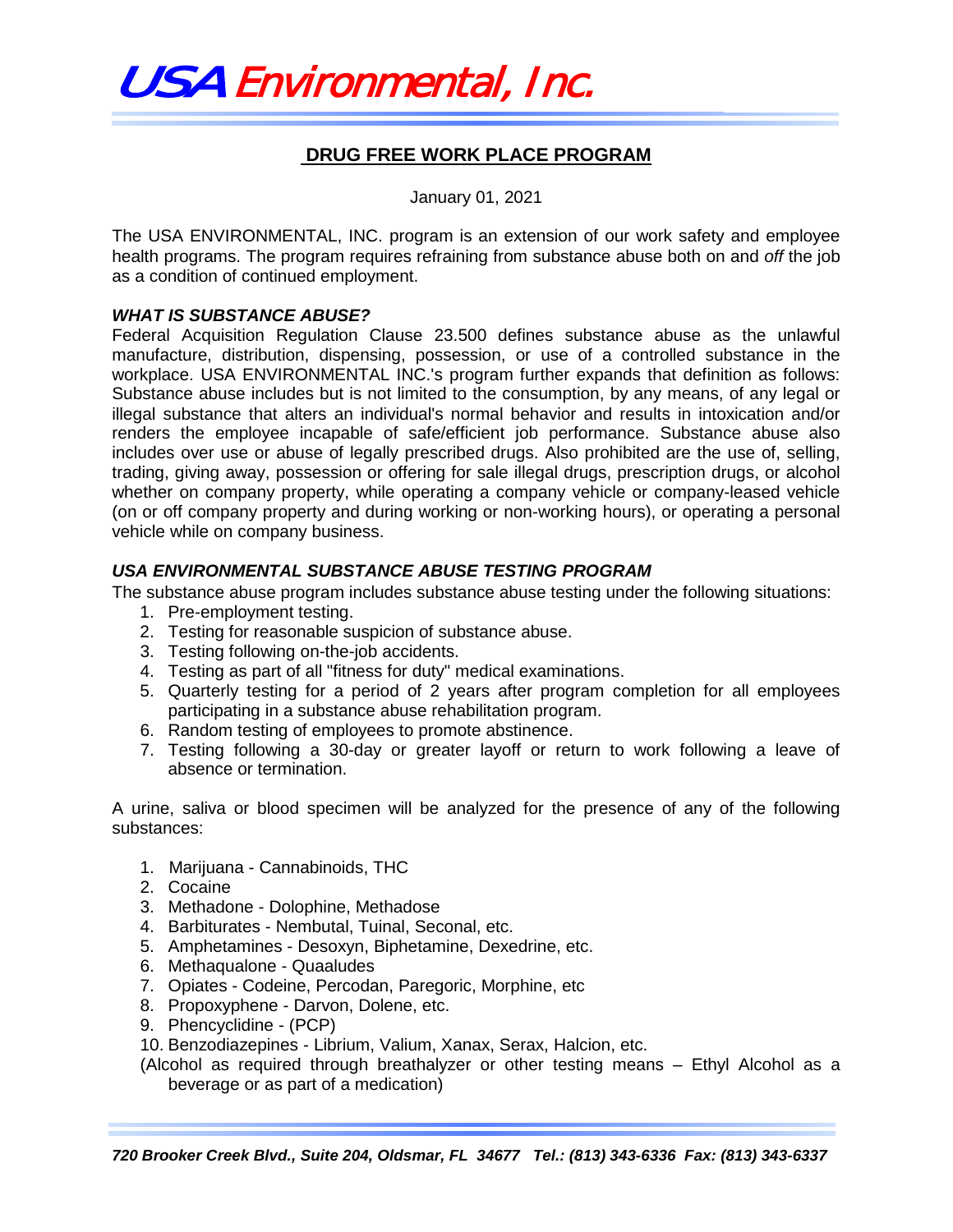# USA Environmental, Inc.

## DRUG FREE WORK PLACE PROGRAM

January 01, 2021

The USA ENVIRONMENTAL, INC. program is an extension of our work safety and employee health programs. The program requires refraining from substance abuse both on and *off* the job as a condition of continued employment.

***WHAT IS SUBSTANCE ABUSE?***

Federal Acquisition Regulation Clause 23.500 defines substance abuse as the unlawful manufacture, distribution, dispensing, possession, or use of a controlled substance in the workplace. USA ENVIRONMENTAL INC.'s program further expands that definition as follows: Substance abuse includes but is not limited to the consumption, by any means, of any legal or illegal substance that alters an individual's normal behavior and results in intoxication and/or renders the employee incapable of safe/efficient job performance. Substance abuse also includes over use or abuse of legally prescribed drugs. Also prohibited are the use of, selling, trading, giving away, possession or offering for sale illegal drugs, prescription drugs, or alcohol whether on company property, while operating a company vehicle or company-leased vehicle (on or off company property and during working or non-working hours), or operating a personal vehicle while on company business.

***USA ENVIRONMENTAL SUBSTANCE ABUSE TESTING PROGRAM***

The substance abuse program includes substance abuse testing under the following situations:

1. Pre-employment testing.
2. Testing for reasonable suspicion of substance abuse.
3. Testing following on-the-job accidents.
4. Testing as part of all "fitness for duty" medical examinations.
5. Quarterly testing for a period of 2 years after program completion for all employees participating in a substance abuse rehabilitation program.
6. Random testing of employees to promote abstinence.
7. Testing following a 30-day or greater layoff or return to work following a leave of absence or termination.

A urine, saliva or blood specimen will be analyzed for the presence of any of the following substances:

1. Marijuana - Cannabinoids, THC
2. Cocaine
3. Methadone - Dolophine, Methadose
4. Barbiturates - Nembutal, Tuinal, Seconal, etc.
5. Amphetamines - Desoxyn, Biphetamine, Dexedrine, etc.
6. Methaqualone - Quaaludes
7. Opiates - Codeine, Percodan, Paregoric, Morphine, etc
8. Propoxyphene - Darvon, Dolene, etc.
9. Phencyclidine - (PCP)
10. Benzodiazepines - Librium, Valium, Xanax, Serax, Halcion, etc.

(Alcohol as required through breathalyzer or other testing means – Ethyl Alcohol as a beverage or as part of a medication)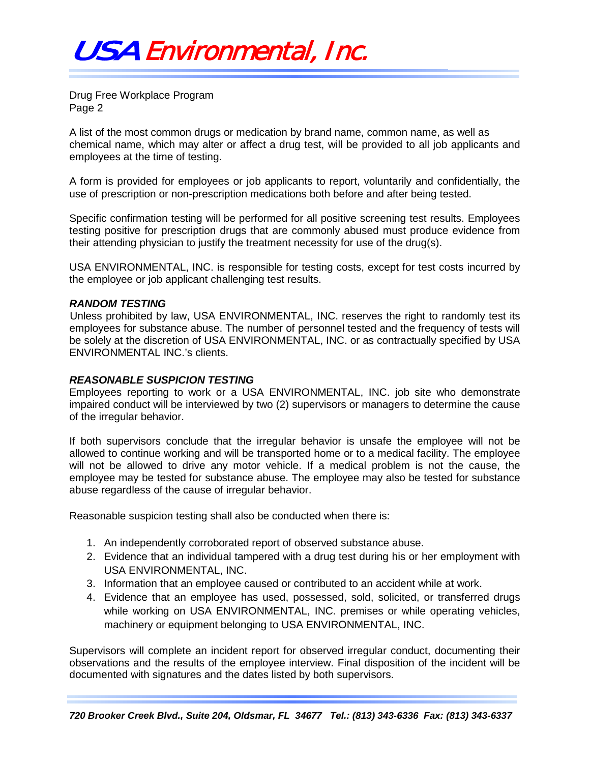A list of the most common drugs or medication by brand name, common name, as well as chemical name, which may alter or affect a drug test, will be provided to all job applicants and employees at the time of testing.

A form is provided for employees or job applicants to report, voluntarily and confidentially, the use of prescription or non-prescription medications both before and after being tested.

Specific confirmation testing will be performed for all positive screening test results. Employees testing positive for prescription drugs that are commonly abused must produce evidence from their attending physician to justify the treatment necessity for use of the drug(s).

USA ENVIRONMENTAL, INC. is responsible for testing costs, except for test costs incurred by the employee or job applicant challenging test results.

***RANDOM TESTING***

Unless prohibited by law, USA ENVIRONMENTAL, INC. reserves the right to randomly test its employees for substance abuse. The number of personnel tested and the frequency of tests will be solely at the discretion of USA ENVIRONMENTAL, INC. or as contractually specified by USA ENVIRONMENTAL INC.'s clients.

***REASONABLE SUSPICION TESTING***

Employees reporting to work or a USA ENVIRONMENTAL, INC. job site who demonstrate impaired conduct will be interviewed by two (2) supervisors or managers to determine the cause of the irregular behavior.

If both supervisors conclude that the irregular behavior is unsafe the employee will not be allowed to continue working and will be transported home or to a medical facility. The employee will not be allowed to drive any motor vehicle. If a medical problem is not the cause, the employee may be tested for substance abuse. The employee may also be tested for substance abuse regardless of the cause of irregular behavior.

Reasonable suspicion testing shall also be conducted when there is:

1. An independently corroborated report of observed substance abuse.
2. Evidence that an individual tampered with a drug test during his or her employment with USA ENVIRONMENTAL, INC.
3. Information that an employee caused or contributed to an accident while at work.
4. Evidence that an employee has used, possessed, sold, solicited, or transferred drugs while working on USA ENVIRONMENTAL, INC. premises or while operating vehicles, machinery or equipment belonging to USA ENVIRONMENTAL, INC.

Supervisors will complete an incident report for observed irregular conduct, documenting their observations and the results of the employee interview. Final disposition of the incident will be documented with signatures and the dates listed by both supervisors.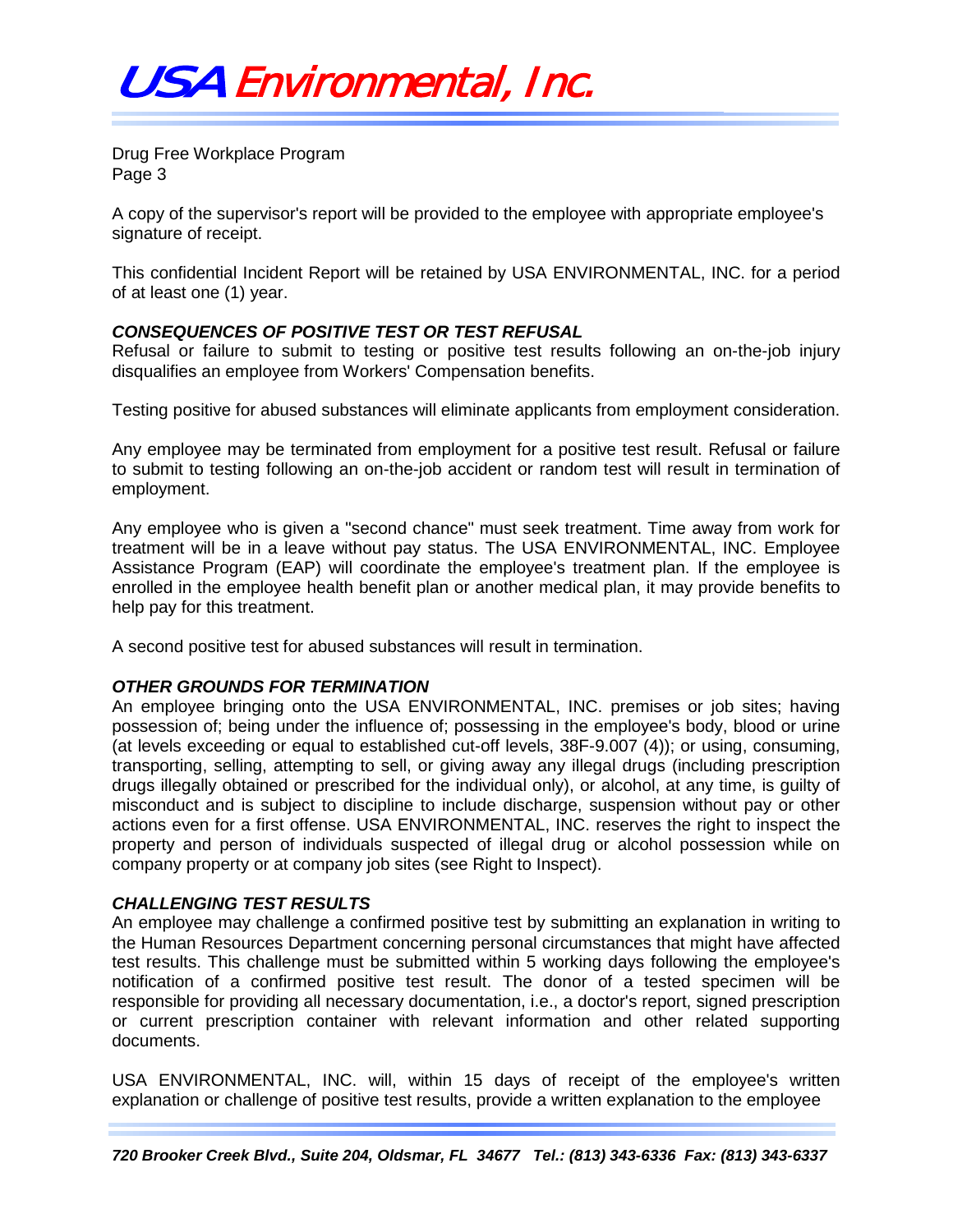A copy of the supervisor's report will be provided to the employee with appropriate employee's signature of receipt.

This confidential Incident Report will be retained by USA ENVIRONMENTAL, INC. for a period of at least one (1) year.

### *CONSEQUENCES OF POSITIVE TEST OR TEST REFUSAL*

Refusal or failure to submit to testing or positive test results following an on-the-job injury disqualifies an employee from Workers' Compensation benefits.

Testing positive for abused substances will eliminate applicants from employment consideration.

Any employee may be terminated from employment for a positive test result. Refusal or failure to submit to testing following an on-the-job accident or random test will result in termination of employment.

Any employee who is given a "second chance" must seek treatment. Time away from work for treatment will be in a leave without pay status. The USA ENVIRONMENTAL, INC. Employee Assistance Program (EAP) will coordinate the employee's treatment plan. If the employee is enrolled in the employee health benefit plan or another medical plan, it may provide benefits to help pay for this treatment.

A second positive test for abused substances will result in termination.

### *OTHER GROUNDS FOR TERMINATION*

An employee bringing onto the USA ENVIRONMENTAL, INC. premises or job sites; having possession of; being under the influence of; possessing in the employee's body, blood or urine (at levels exceeding or equal to established cut-off levels, 38F-9.007 (4)); or using, consuming, transporting, selling, attempting to sell, or giving away any illegal drugs (including prescription drugs illegally obtained or prescribed for the individual only), or alcohol, at any time, is guilty of misconduct and is subject to discipline to include discharge, suspension without pay or other actions even for a first offense. USA ENVIRONMENTAL, INC. reserves the right to inspect the property and person of individuals suspected of illegal drug or alcohol possession while on company property or at company job sites (see Right to Inspect).

### *CHALLENGING TEST RESULTS*

An employee may challenge a confirmed positive test by submitting an explanation in writing to the Human Resources Department concerning personal circumstances that might have affected test results. This challenge must be submitted within 5 working days following the employee's notification of a confirmed positive test result. The donor of a tested specimen will be responsible for providing all necessary documentation, i.e., a doctor's report, signed prescription or current prescription container with relevant information and other related supporting documents.

USA ENVIRONMENTAL, INC. will, within 15 days of receipt of the employee's written explanation or challenge of positive test results, provide a written explanation to the employee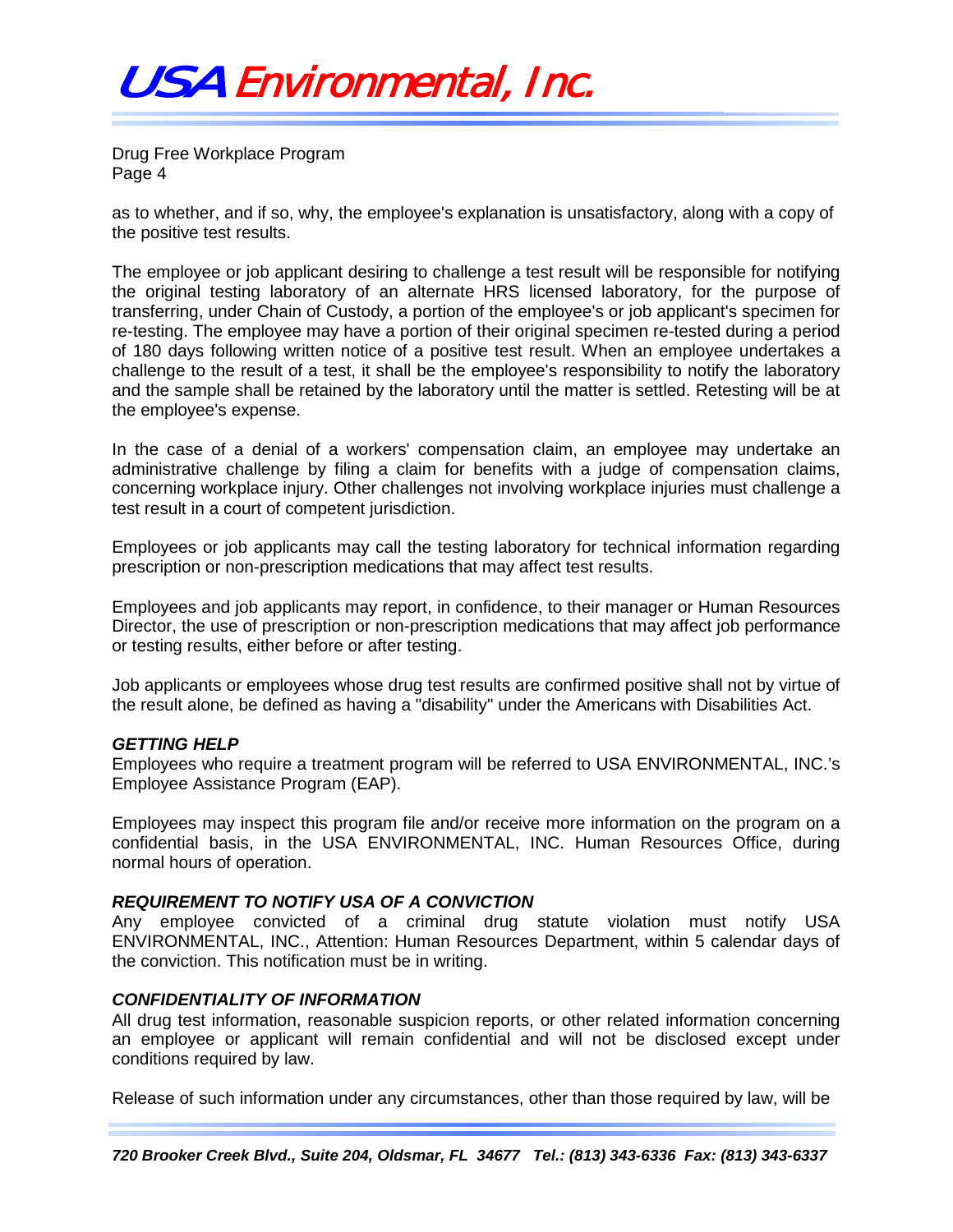as to whether, and if so, why, the employee's explanation is unsatisfactory, along with a copy of the positive test results.

The employee or job applicant desiring to challenge a test result will be responsible for notifying the original testing laboratory of an alternate HRS licensed laboratory, for the purpose of transferring, under Chain of Custody, a portion of the employee's or job applicant's specimen for re-testing. The employee may have a portion of their original specimen re-tested during a period of 180 days following written notice of a positive test result. When an employee undertakes a challenge to the result of a test, it shall be the employee's responsibility to notify the laboratory and the sample shall be retained by the laboratory until the matter is settled. Retesting will be at the employee's expense.

In the case of a denial of a workers' compensation claim, an employee may undertake an administrative challenge by filing a claim for benefits with a judge of compensation claims, concerning workplace injury. Other challenges not involving workplace injuries must challenge a test result in a court of competent jurisdiction.

Employees or job applicants may call the testing laboratory for technical information regarding prescription or non-prescription medications that may affect test results.

Employees and job applicants may report, in confidence, to their manager or Human Resources Director, the use of prescription or non-prescription medications that may affect job performance or testing results, either before or after testing.

Job applicants or employees whose drug test results are confirmed positive shall not by virtue of the result alone, be defined as having a "disability" under the Americans with Disabilities Act.

### *GETTING HELP*

Employees who require a treatment program will be referred to USA ENVIRONMENTAL, INC.'s Employee Assistance Program (EAP).

Employees may inspect this program file and/or receive more information on the program on a confidential basis, in the USA ENVIRONMENTAL, INC. Human Resources Office, during normal hours of operation.

### *REQUIREMENT TO NOTIFY USA OF A CONVICTION*

Any employee convicted of a criminal drug statute violation must notify USA ENVIRONMENTAL, INC., Attention: Human Resources Department, within 5 calendar days of the conviction. This notification must be in writing.

### *CONFIDENTIALITY OF INFORMATION*

All drug test information, reasonable suspicion reports, or other related information concerning an employee or applicant will remain confidential and will not be disclosed except under conditions required by law.

Release of such information under any circumstances, other than those required by law, will be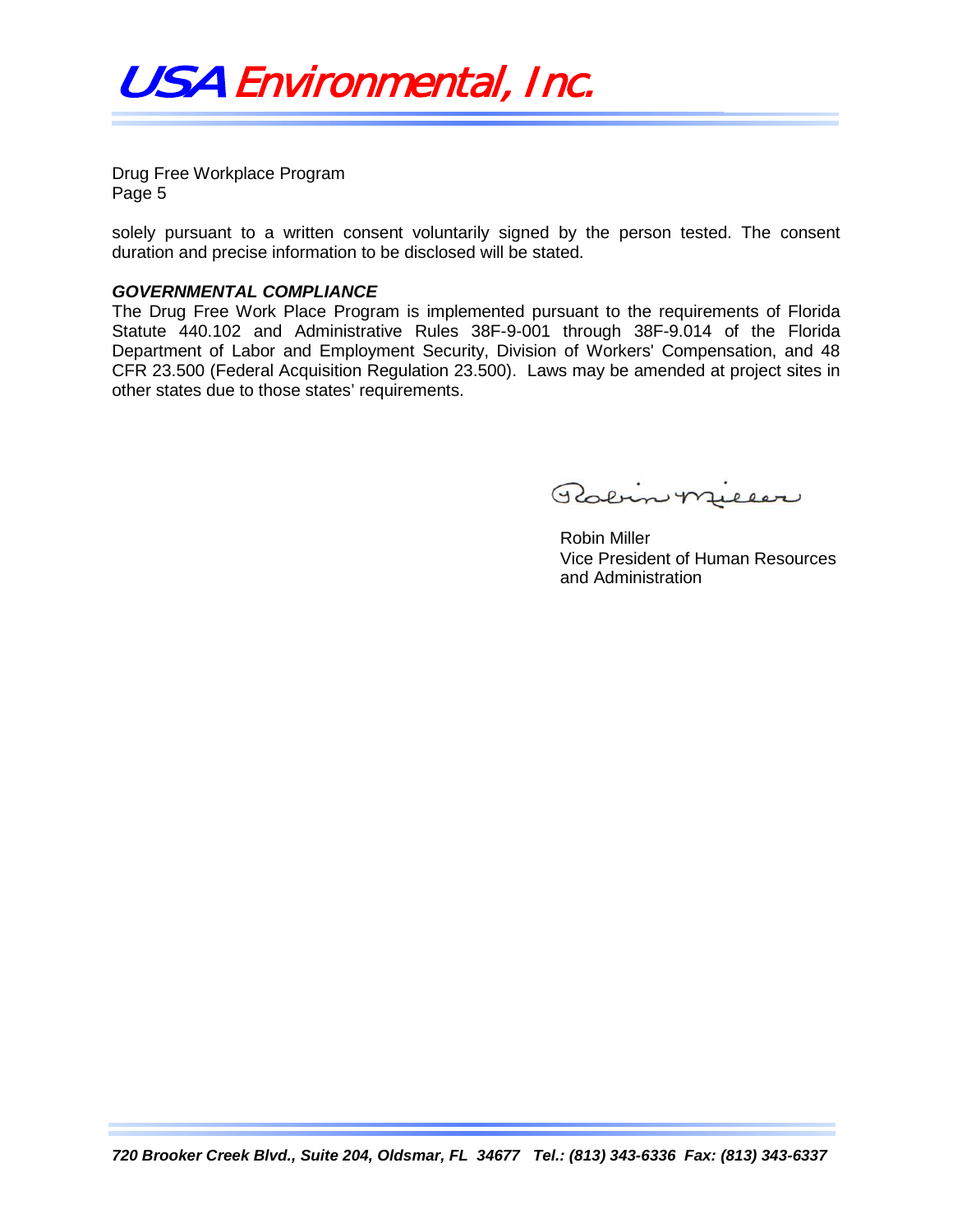solely pursuant to a written consent voluntarily signed by the person tested. The consent duration and precise information to be disclosed will be stated.

***GOVERNMENTAL COMPLIANCE***

The Drug Free Work Place Program is implemented pursuant to the requirements of Florida Statute 440.102 and Administrative Rules 38F-9-001 through 38F-9.014 of the Florida Department of Labor and Employment Security, Division of Workers' Compensation, and 48 CFR 23.500 (Federal Acquisition Regulation 23.500). Laws may be amended at project sites in other states due to those states' requirements.

Robin Miller
Vice President of Human Resources
and Administration